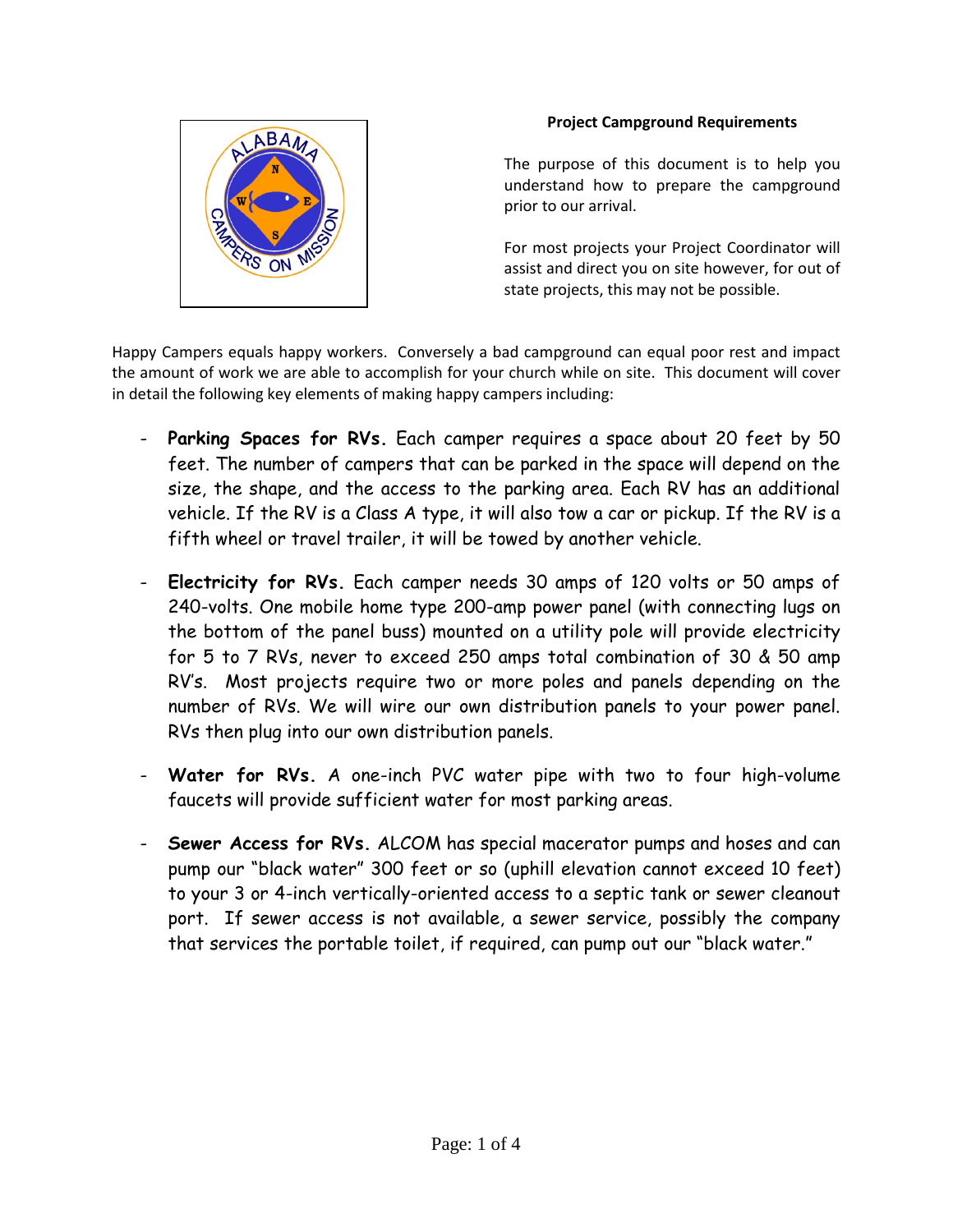**Project Campground Requirements**

The purpose of this document is to help you understand how to prepare the campground prior to our arrival.

For most projects your Project Coordinator will assist and direct you on site however, for out of state projects, this may not be possible.

Happy Campers equals happy workers. Conversely a bad campground can equal poor rest and impact the amount of work we are able to accomplish for your church while on site. This document will cover in detail the following key elements of making happy campers including:

- **Parking Spaces for RVs.** Each camper requires a space about 20 feet by 50 feet. The number of campers that can be parked in the space will depend on the size, the shape, and the access to the parking area. Each RV has an additional vehicle. If the RV is a Class A type, it will also tow a car or pickup. If the RV is a fifth wheel or travel trailer, it will be towed by another vehicle.

- **Electricity for RVs.** Each camper needs 30 amps of 120 volts or 50 amps of 240-volts. One mobile home type 200-amp power panel (with connecting lugs on the bottom of the panel buss) mounted on a utility pole will provide electricity for 5 to 7 RVs, never to exceed 250 amps total combination of 30 & 50 amp RV's. Most projects require two or more poles and panels depending on the number of RVs. We will wire our own distribution panels to your power panel. RVs then plug into our own distribution panels.

- **Water for RVs.** A one-inch PVC water pipe with two to four high-volume faucets will provide sufficient water for most parking areas.

- **Sewer Access for RVs.** ALCOM has special macerator pumps and hoses and can pump our "black water" 300 feet or so (uphill elevation cannot exceed 10 feet) to your 3 or 4-inch vertically-oriented access to a septic tank or sewer cleanout port. If sewer access is not available, a sewer service, possibly the company that services the portable toilet, if required, can pump out our "black water."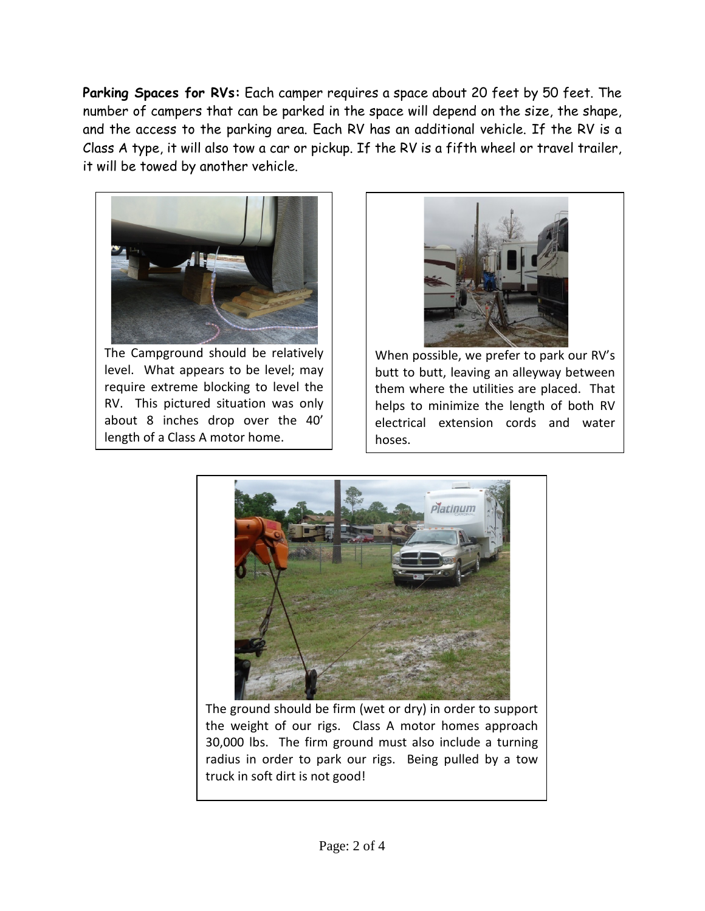**Parking Spaces for RVs:** Each camper requires a space about 20 feet by 50 feet. The number of campers that can be parked in the space will depend on the size, the shape, and the access to the parking area. Each RV has an additional vehicle. If the RV is a Class A type, it will also tow a car or pickup. If the RV is a fifth wheel or travel trailer, it will be towed by another vehicle.

The Campground should be relatively level. What appears to be level; may require extreme blocking to level the RV. This pictured situation was only about 8 inches drop over the 40' length of a Class A motor home.

When possible, we prefer to park our RV's butt to butt, leaving an alleyway between them where the utilities are placed. That helps to minimize the length of both RV electrical extension cords and water hoses.

The ground should be firm (wet or dry) in order to support the weight of our rigs. Class A motor homes approach 30,000 lbs. The firm ground must also include a turning radius in order to park our rigs. Being pulled by a tow truck in soft dirt is not good!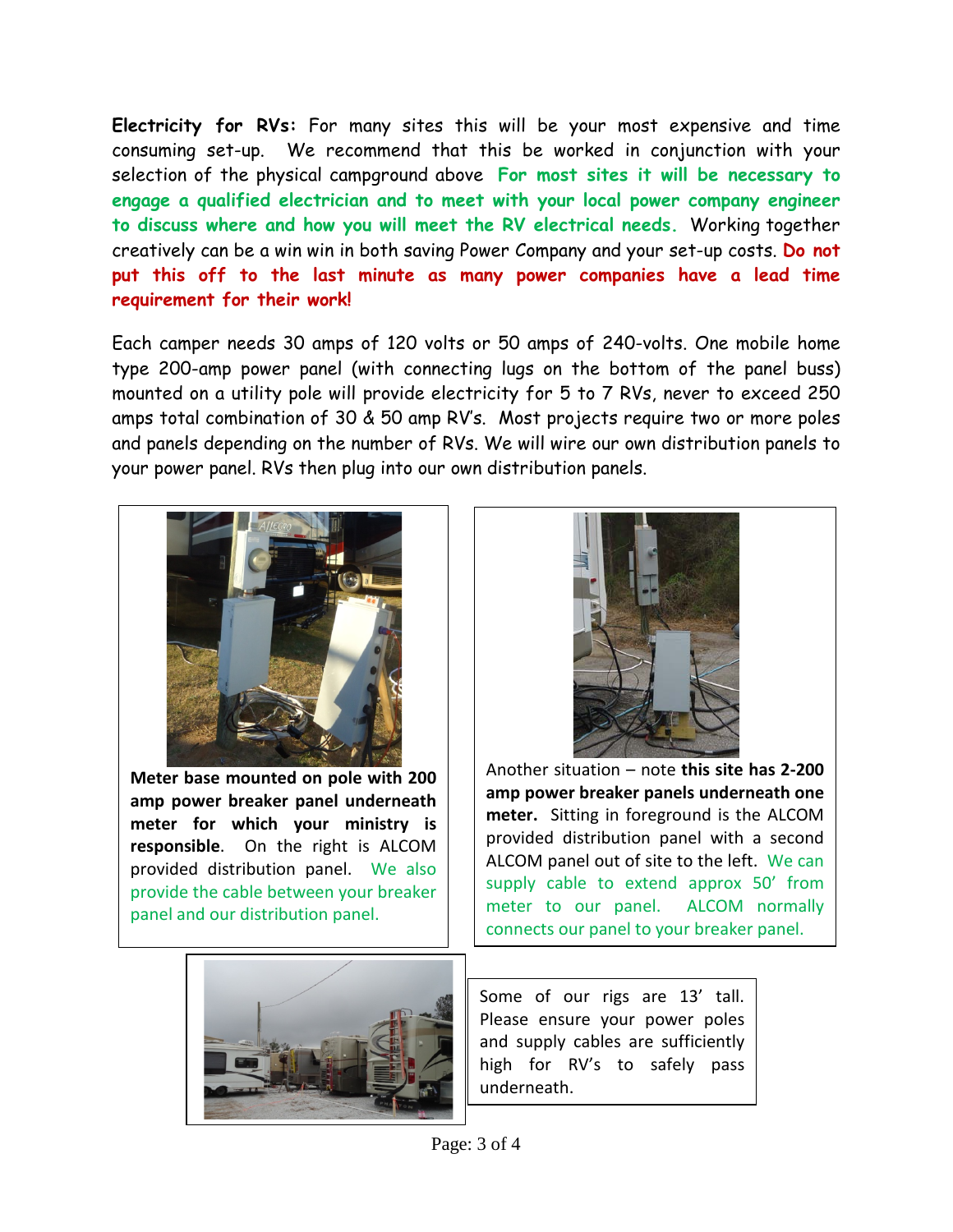**Electricity for RVs:** For many sites this will be your most expensive and time consuming set-up. We recommend that this be worked in conjunction with your selection of the physical campground above **For most sites it will be necessary to engage a qualified electrician and to meet with your local power company engineer to discuss where and how you will meet the RV electrical needs.** Working together creatively can be a win win in both saving Power Company and your set-up costs. **Do not put this off to the last minute as many power companies have a lead time requirement for their work!**

Each camper needs 30 amps of 120 volts or 50 amps of 240-volts. One mobile home type 200-amp power panel (with connecting lugs on the bottom of the panel buss) mounted on a utility pole will provide electricity for 5 to 7 RVs, never to exceed 250 amps total combination of 30 & 50 amp RV's. Most projects require two or more poles and panels depending on the number of RVs. We will wire our own distribution panels to your power panel. RVs then plug into our own distribution panels.

**Meter base mounted on pole with 200 amp power breaker panel underneath meter for which your ministry is responsible**. On the right is ALCOM provided distribution panel. We also provide the cable between your breaker panel and our distribution panel.

Another situation – note **this site has 2-200 amp power breaker panels underneath one meter.** Sitting in foreground is the ALCOM provided distribution panel with a second ALCOM panel out of site to the left. We can supply cable to extend approx 50' from meter to our panel. ALCOM normally connects our panel to your breaker panel.

Some of our rigs are 13' tall. Please ensure your power poles and supply cables are sufficiently high for RV's to safely pass underneath.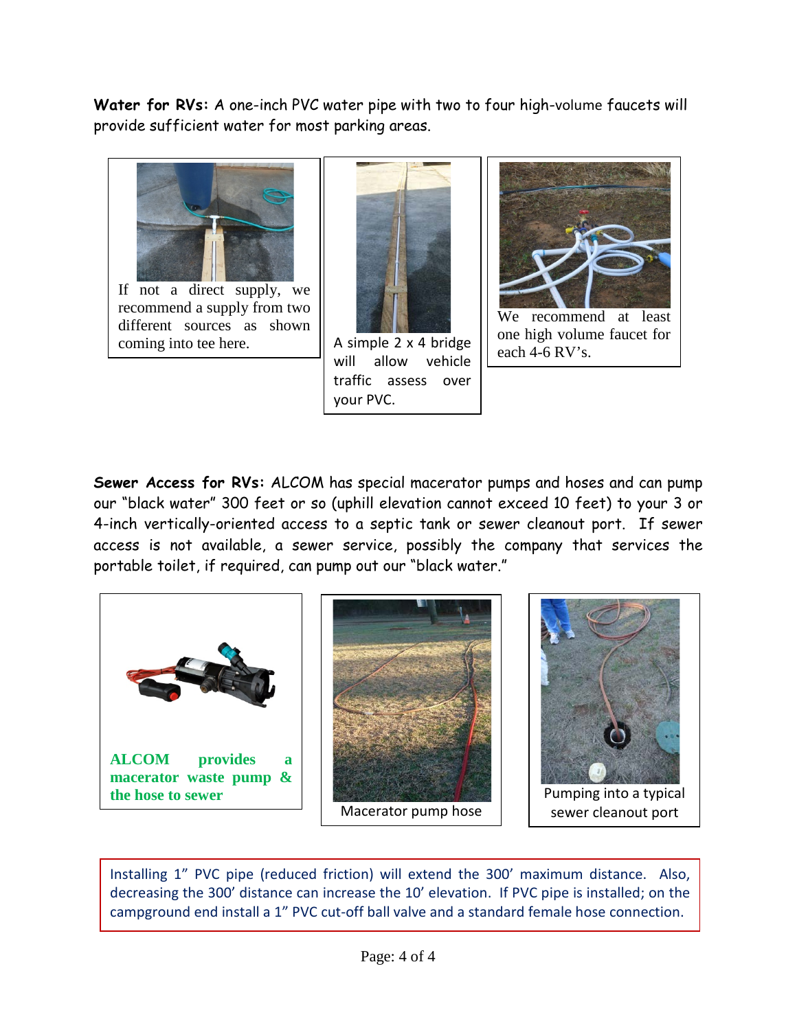**Water for RVs:** A one-inch PVC water pipe with two to four high-volume faucets will provide sufficient water for most parking areas.

If not a direct supply, we recommend a supply from two different sources as shown coming into tee here.

A simple 2 x 4 bridge will allow vehicle traffic assess over your PVC.

We recommend at least one high volume faucet for each 4-6 RV's.

**Sewer Access for RVs:** ALCOM has special macerator pumps and hoses and can pump our "black water" 300 feet or so (uphill elevation cannot exceed 10 feet) to your 3 or 4-inch vertically-oriented access to a septic tank or sewer cleanout port. If sewer access is not available, a sewer service, possibly the company that services the portable toilet, if required, can pump out our "black water."

**ALCOM provides a macerator waste pump & the hose to sewer**

Macerator pump hose

Pumping into a typical sewer cleanout port

Installing 1" PVC pipe (reduced friction) will extend the 300' maximum distance. Also, decreasing the 300' distance can increase the 10' elevation. If PVC pipe is installed; on the campground end install a 1" PVC cut-off ball valve and a standard female hose connection.